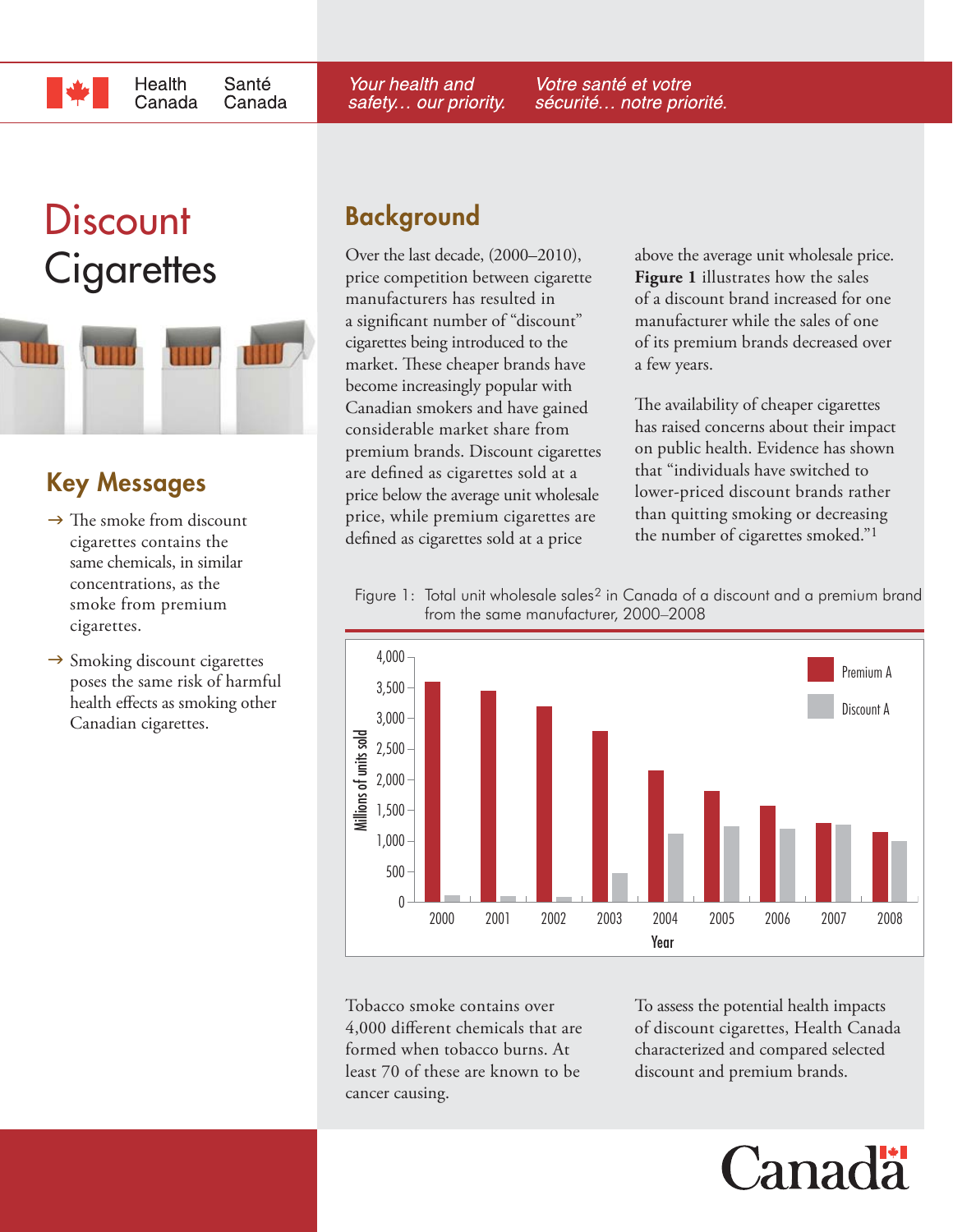Health Canada | Santé Canada

*Your health and safety… our priority.* | *Votre santé et votre sécurité… notre priorité.*

# Discount Cigarettes

## Key Messages

→ The smoke from discount cigarettes contains the same chemicals, in similar concentrations, as the smoke from premium cigarettes.

→ Smoking discount cigarettes poses the same risk of harmful health effects as smoking other Canadian cigarettes.

## Background

Over the last decade, (2000–2010), price competition between cigarette manufacturers has resulted in a significant number of "discount" cigarettes being introduced to the market. These cheaper brands have become increasingly popular with Canadian smokers and have gained considerable market share from premium brands. Discount cigarettes are defined as cigarettes sold at a price below the average unit wholesale price, while premium cigarettes are defined as cigarettes sold at a price above the average unit wholesale price. **Figure 1** illustrates how the sales of a discount brand increased for one manufacturer while the sales of one of its premium brands decreased over a few years.

The availability of cheaper cigarettes has raised concerns about their impact on public health. Evidence has shown that "individuals have switched to lower-priced discount brands rather than quitting smoking or decreasing the number of cigarettes smoked."[1]

Figure 1: Total unit wholesale sales[2] in Canada of a discount and a premium brand from the same manufacturer, 2000–2008

Tobacco smoke contains over 4,000 different chemicals that are formed when tobacco burns. At least 70 of these are known to be cancer causing.

To assess the potential health impacts of discount cigarettes, Health Canada characterized and compared selected discount and premium brands.

Canada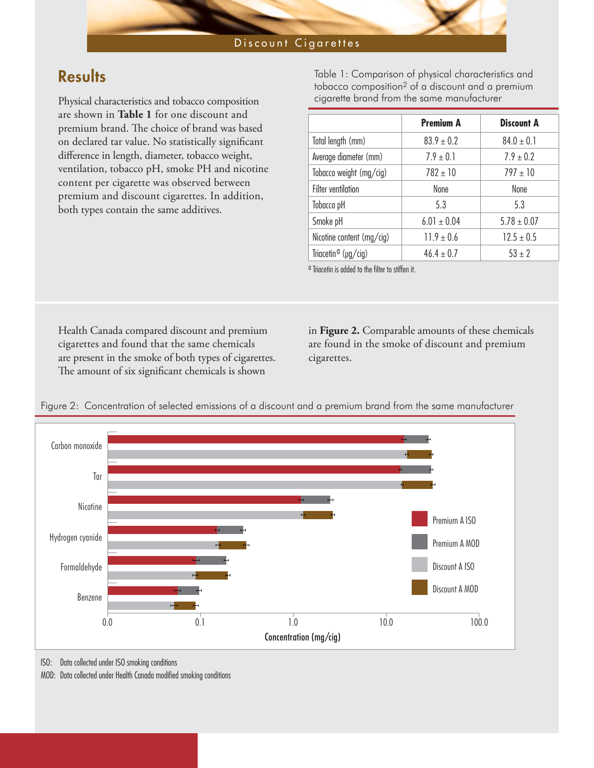## Results

Physical characteristics and tobacco composition are shown in **Table 1** for one discount and premium brand. The choice of brand was based on declared tar value. No statistically significant difference in length, diameter, tobacco weight, ventilation, tobacco pH, smoke PH and nicotine content per cigarette was observed between premium and discount cigarettes. In addition, both types contain the same additives.

Table 1: Comparison of physical characteristics and tobacco composition[2] of a discount and a premium cigarette brand from the same manufacturer

| | **Premium A** | **Discount A** |
|---|---|---|
| Total length (mm) | $83.9 \pm 0.2$ | $84.0 \pm 0.1$ |
| Average diameter (mm) | $7.9 \pm 0.1$ | $7.9 \pm 0.2$ |
| Tobacco weight (mg/cig) | $782 \pm 10$ | $797 \pm 10$ |
| Filter ventilation | None | None |
| Tobacco pH | 5.3 | 5.3 |
| Smoke pH | $6.01 \pm 0.04$ | $5.78 \pm 0.07$ |
| Nicotine content (mg/cig) | $11.9 \pm 0.6$ | $12.5 \pm 0.5$ |
| Triacetin[a] (μg/cig) | $46.4 \pm 0.7$ | $53 \pm 2$ |

[a] Triacetin is added to the filter to stiffen it.

Health Canada compared discount and premium cigarettes and found that the same chemicals are present in the smoke of both types of cigarettes. The amount of six significant chemicals is shown in **Figure 2.** Comparable amounts of these chemicals are found in the smoke of discount and premium cigarettes.

Figure 2: Concentration of selected emissions of a discount and a premium brand from the same manufacturer

ISO: Data collected under ISO smoking conditions

MOD: Data collected under Health Canada modified smoking conditions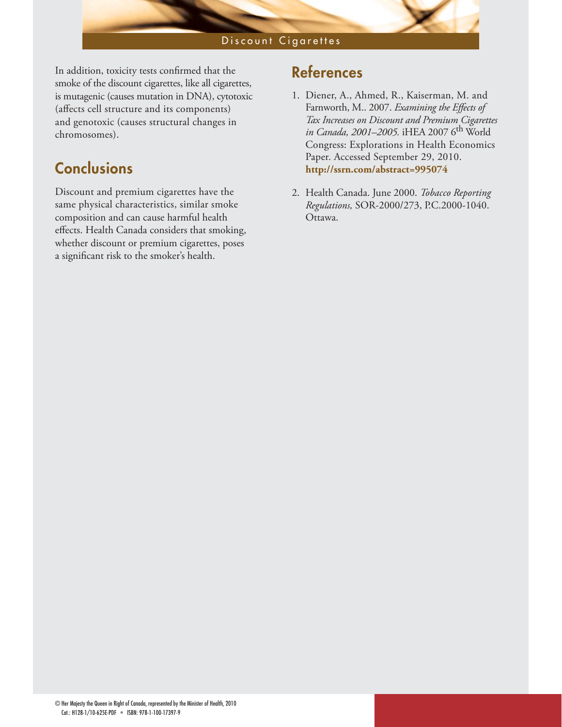In addition, toxicity tests confirmed that the smoke of the discount cigarettes, like all cigarettes, is mutagenic (causes mutation in DNA), cytotoxic (affects cell structure and its components) and genotoxic (causes structural changes in chromosomes).

## Conclusions

Discount and premium cigarettes have the same physical characteristics, similar smoke composition and can cause harmful health effects. Health Canada considers that smoking, whether discount or premium cigarettes, poses a significant risk to the smoker's health.

## References

1. Diener, A., Ahmed, R., Kaiserman, M. and Farnworth, M.. 2007. *Examining the Effects of Tax Increases on Discount and Premium Cigarettes in Canada, 2001–2005.* iHEA 2007 6th World Congress: Explorations in Health Economics Paper. Accessed September 29, 2010. **http://ssrn.com/abstract=995074**

2. Health Canada. June 2000. *Tobacco Reporting Regulations,* SOR-2000/273, P.C.2000-1040. Ottawa.

© Her Majesty the Queen in Right of Canada, represented by the Minister of Health, 2010
Cat.: H128-1/10-625E-PDF • ISBN: 978-1-100-17397-9